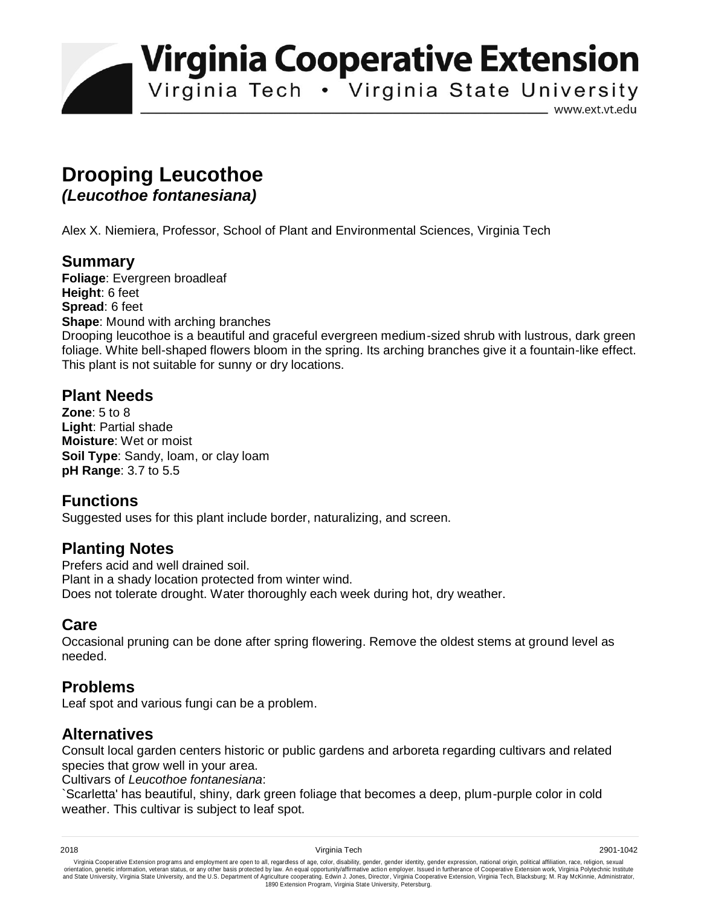# Virginia Cooperative Extension

Virginia Tech • Virginia State University

www.ext.vt.edu

# Drooping Leucothoe

## *(Leucothoe fontanesiana)*

Alex X. Niemiera, Professor, School of Plant and Environmental Sciences, Virginia Tech

## Summary

**Foliage**: Evergreen broadleaf
**Height**: 6 feet
**Spread**: 6 feet
**Shape**: Mound with arching branches
Drooping leucothoe is a beautiful and graceful evergreen medium-sized shrub with lustrous, dark green foliage. White bell-shaped flowers bloom in the spring. Its arching branches give it a fountain-like effect. This plant is not suitable for sunny or dry locations.

## Plant Needs

**Zone**: 5 to 8
**Light**: Partial shade
**Moisture**: Wet or moist
**Soil Type**: Sandy, loam, or clay loam
**pH Range**: 3.7 to 5.5

## Functions

Suggested uses for this plant include border, naturalizing, and screen.

## Planting Notes

Prefers acid and well drained soil.
Plant in a shady location protected from winter wind.
Does not tolerate drought. Water thoroughly each week during hot, dry weather.

## Care

Occasional pruning can be done after spring flowering. Remove the oldest stems at ground level as needed.

## Problems

Leaf spot and various fungi can be a problem.

## Alternatives

Consult local garden centers historic or public gardens and arboreta regarding cultivars and related species that grow well in your area.
Cultivars of *Leucothoe fontanesiana*:
`Scarletta' has beautiful, shiny, dark green foliage that becomes a deep, plum-purple color in cold weather. This cultivar is subject to leaf spot.

2018 Virginia Tech 2901-1042

Virginia Cooperative Extension programs and employment are open to all, regardless of age, color, disability, gender, gender identity, gender expression, national origin, political affiliation, race, religion, sexual orientation, genetic information, veteran status, or any other basis protected by law. An equal opportunity/affirmative action employer. Issued in furtherance of Cooperative Extension work, Virginia Polytechnic Institute and State University, Virginia State University, and the U.S. Department of Agriculture cooperating. Edwin J. Jones, Director, Virginia Cooperative Extension, Virginia Tech, Blacksburg; M. Ray McKinnie, Administrator, 1890 Extension Program, Virginia State University, Petersburg.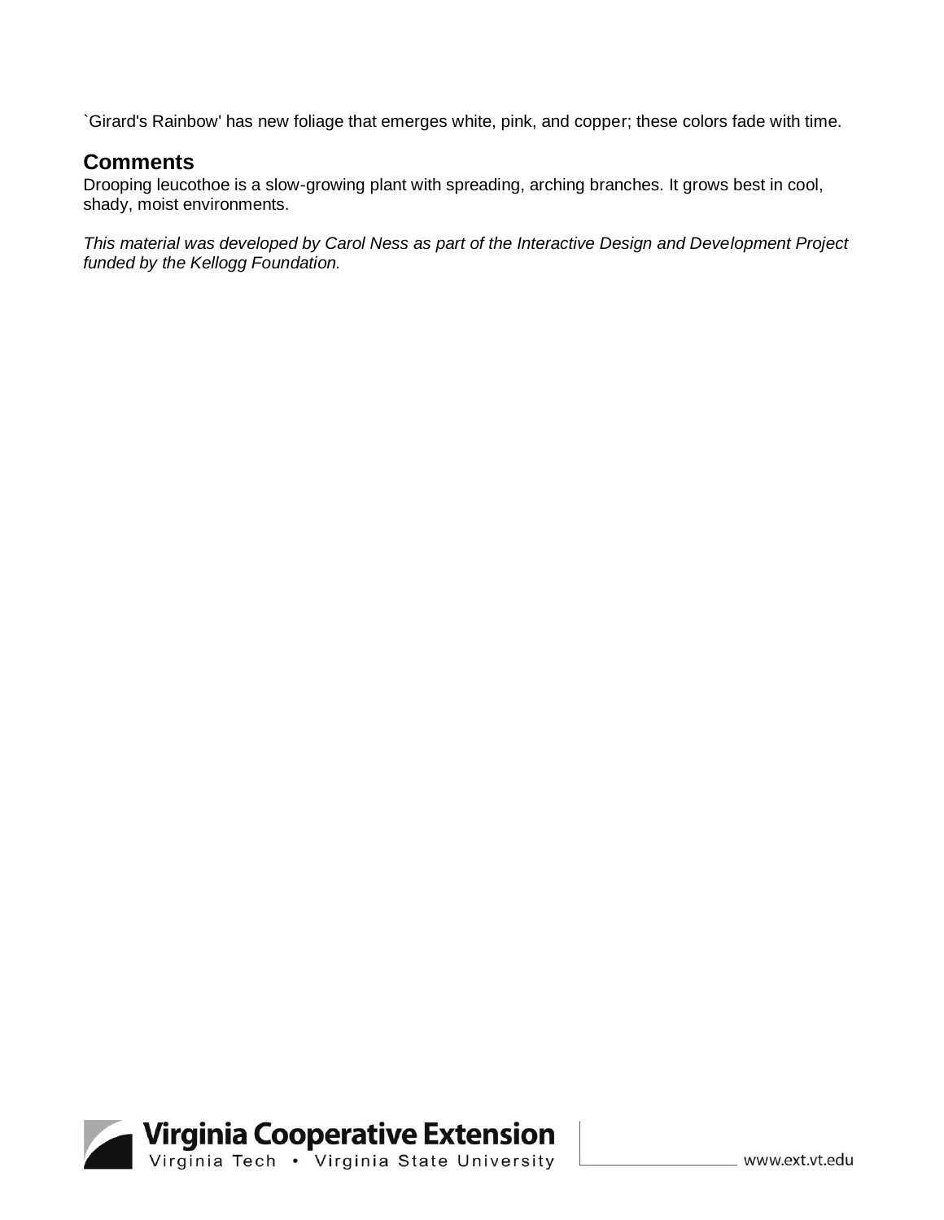`Girard's Rainbow' has new foliage that emerges white, pink, and copper; these colors fade with time.

## Comments

Drooping leucothoe is a slow-growing plant with spreading, arching branches. It grows best in cool, shady, moist environments.

*This material was developed by Carol Ness as part of the Interactive Design and Development Project funded by the Kellogg Foundation.*